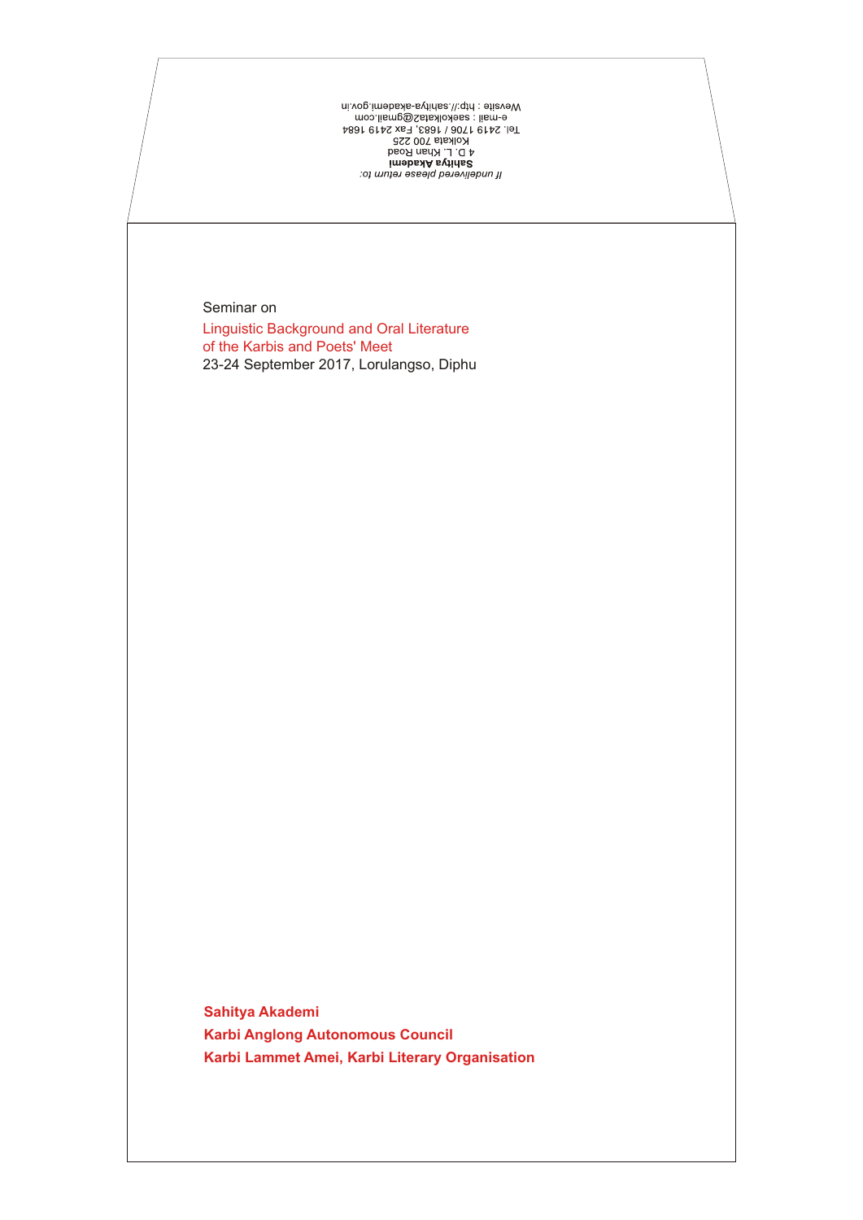*If undelivered please return to:*
**Sahitya Akademi**
4 D. L. Khan Road
Kolkata 700 225
Tel. 2419 1706 / 1683, Fax 2419 1684
e-mail : saekolkata2@gmail.com
Wevsite : htp://.sahitya-akademi.gov.in

Seminar on

Linguistic Background and Oral Literature of the Karbis and Poets' Meet

23-24 September 2017, Lorulangso, Diphu

**Sahitya Akademi**

**Karbi Anglong Autonomous Council**

**Karbi Lammet Amei, Karbi Literary Organisation**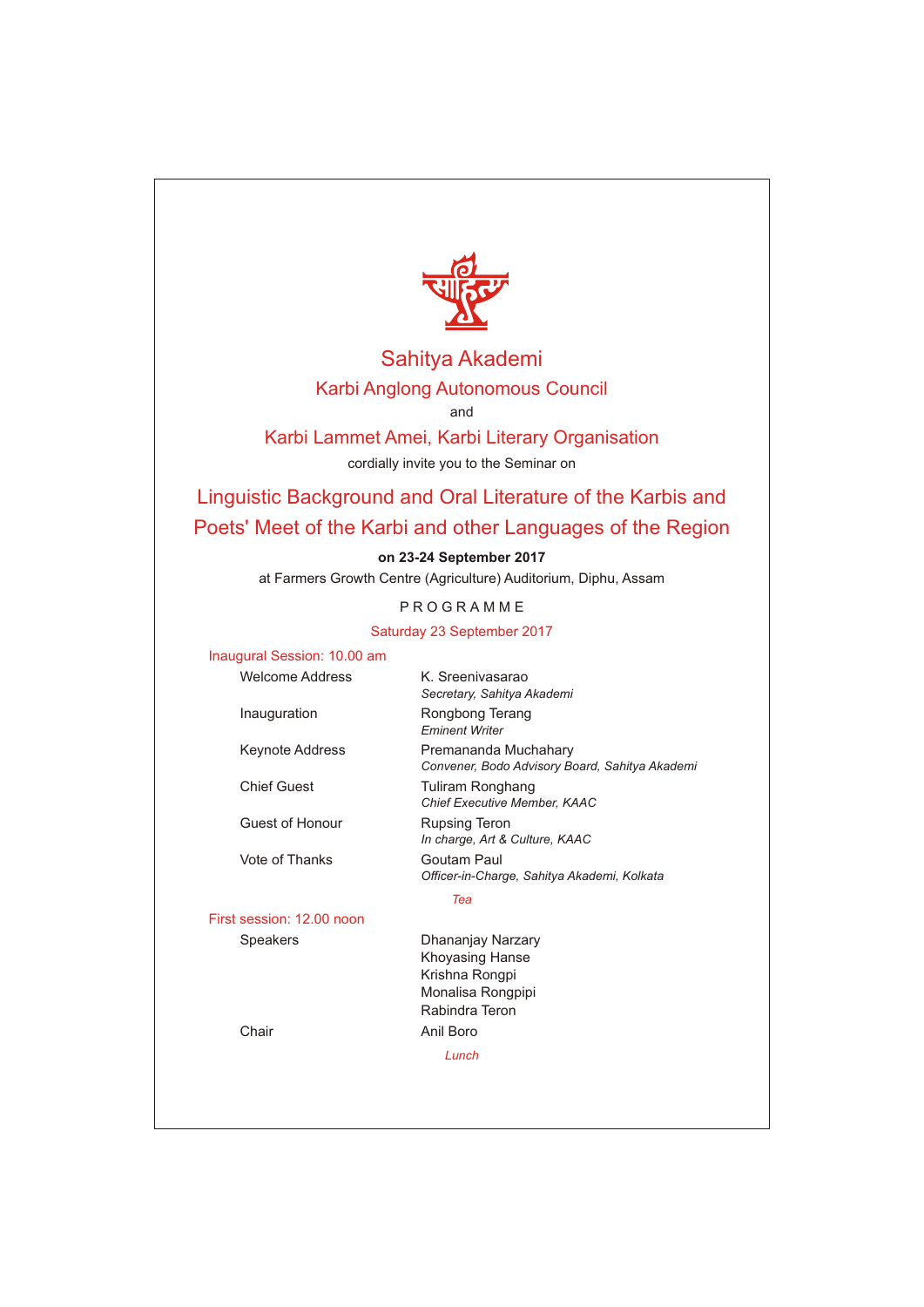# Sahitya Akademi

## Karbi Anglong Autonomous Council

and

## Karbi Lammet Amei, Karbi Literary Organisation

cordially invite you to the Seminar on

# Linguistic Background and Oral Literature of the Karbis and Poets' Meet of the Karbi and other Languages of the Region

**on 23-24 September 2017**

at Farmers Growth Centre (Agriculture) Auditorium, Diphu, Assam

P R O G R A M M E

Saturday 23 September 2017

### Inaugural Session: 10.00 am

| | |
|---|---|
| Welcome Address | K. Sreenivasarao<br>*Secretary, Sahitya Akademi* |
| Inauguration | Rongbong Terang<br>*Eminent Writer* |
| Keynote Address | Premananda Muchahary<br>*Convener, Bodo Advisory Board, Sahitya Akademi* |
| Chief Guest | Tuliram Ronghang<br>*Chief Executive Member, KAAC* |
| Guest of Honour | Rupsing Teron<br>*In charge, Art & Culture, KAAC* |
| Vote of Thanks | Goutam Paul<br>*Officer-in-Charge, Sahitya Akademi, Kolkata* |

*Tea*

### First session: 12.00 noon

| | |
|---|---|
| Speakers | Dhananjay Narzary<br>Khoyasing Hanse<br>Krishna Rongpi<br>Monalisa Rongpipi<br>Rabindra Teron |
| Chair | Anil Boro |

*Lunch*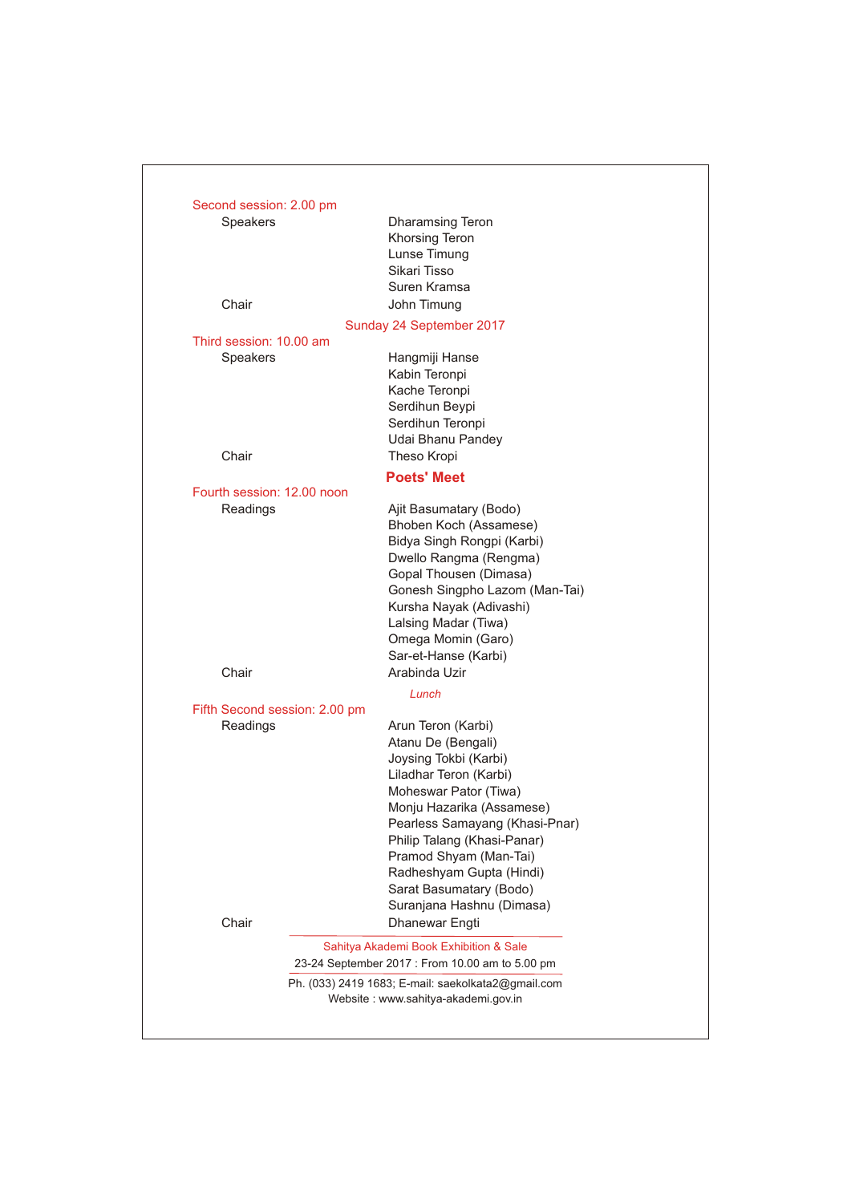**Second session: 2.00 pm**

| | |
|---|---|
| Speakers | Dharamsing Teron |
| | Khorsing Teron |
| | Lunse Timung |
| | Sikari Tisso |
| | Suren Kramsa |
| Chair | John Timung |

## Sunday 24 September 2017

**Third session: 10.00 am**

| | |
|---|---|
| Speakers | Hangmiji Hanse |
| | Kabin Teronpi |
| | Kache Teronpi |
| | Serdihun Beypi |
| | Serdihun Teronpi |
| | Udai Bhanu Pandey |
| Chair | Theso Kropi |

## Poets' Meet

**Fourth session: 12.00 noon**

| | |
|---|---|
| Readings | Ajit Basumatary (Bodo) |
| | Bhoben Koch (Assamese) |
| | Bidya Singh Rongpi (Karbi) |
| | Dwello Rangma (Rengma) |
| | Gopal Thousen (Dimasa) |
| | Gonesh Singpho Lazom (Man-Tai) |
| | Kursha Nayak (Adivashi) |
| | Lalsing Madar (Tiwa) |
| | Omega Momin (Garo) |
| | Sar-et-Hanse (Karbi) |
| Chair | Arabinda Uzir |

*Lunch*

**Fifth Second session: 2.00 pm**

| | |
|---|---|
| Readings | Arun Teron (Karbi) |
| | Atanu De (Bengali) |
| | Joysing Tokbi (Karbi) |
| | Liladhar Teron (Karbi) |
| | Moheswar Pator (Tiwa) |
| | Monju Hazarika (Assamese) |
| | Pearless Samayang (Khasi-Pnar) |
| | Philip Talang (Khasi-Panar) |
| | Pramod Shyam (Man-Tai) |
| | Radheshyam Gupta (Hindi) |
| | Sarat Basumatary (Bodo) |
| | Suranjana Hashnu (Dimasa) |
| Chair | Dhanewar Engti |

Sahitya Akademi Book Exhibition & Sale

23-24 September 2017 : From 10.00 am to 5.00 pm

Ph. (033) 2419 1683; E-mail: saekolkata2@gmail.com

Website : www.sahitya-akademi.gov.in